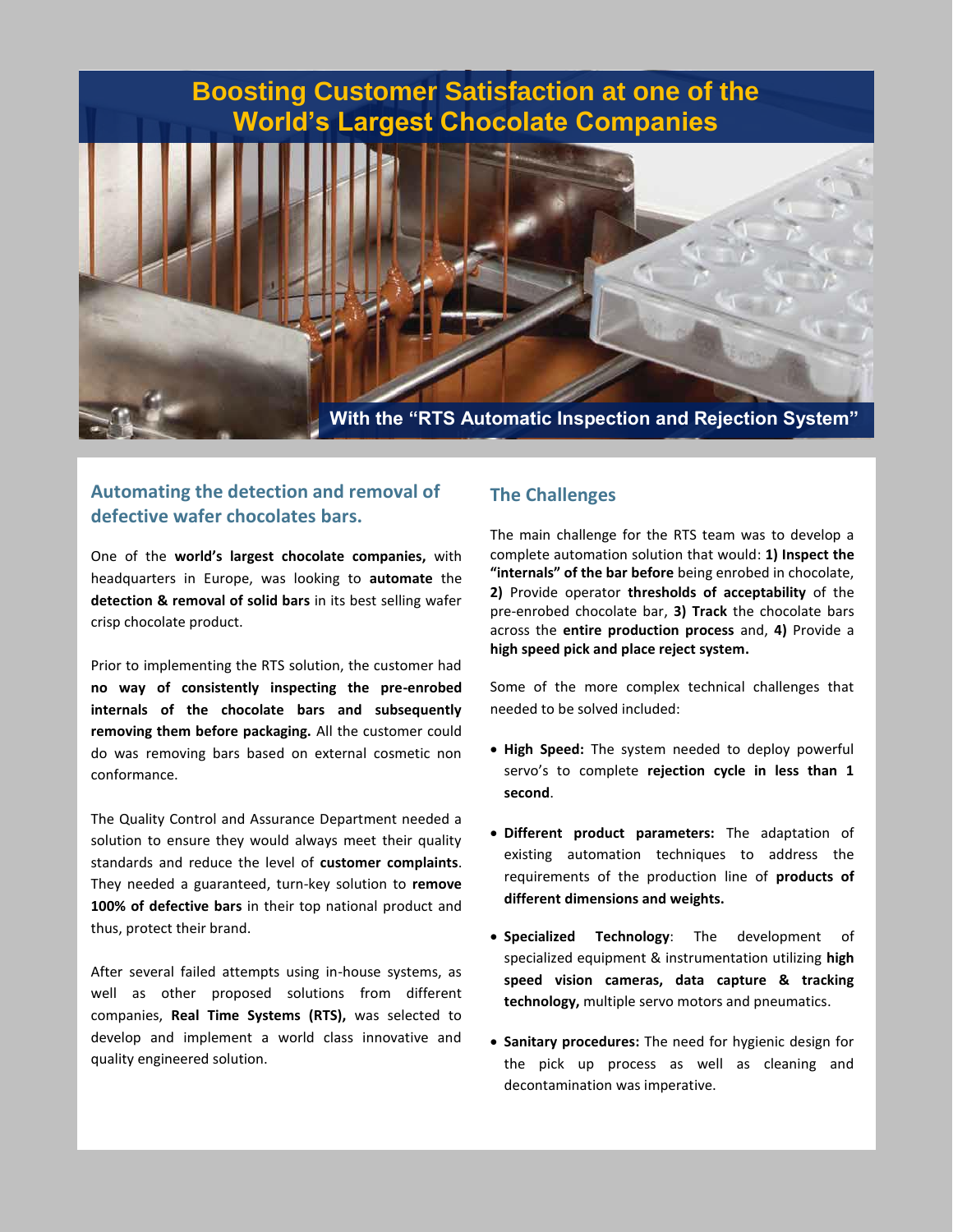# Boosting Customer Satisfaction at one of the World's Largest Chocolate Companies

**With the "RTS Automatic Inspection and Rejection System"**

## Automating the detection and removal of defective wafer chocolates bars.

One of the **world's largest chocolate companies,** with headquarters in Europe, was looking to **automate** the **detection & removal of solid bars** in its best selling wafer crisp chocolate product.

Prior to implementing the RTS solution, the customer had **no way of consistently inspecting the pre-enrobed internals of the chocolate bars and subsequently removing them before packaging.** All the customer could do was removing bars based on external cosmetic non conformance.

The Quality Control and Assurance Department needed a solution to ensure they would always meet their quality standards and reduce the level of **customer complaints**. They needed a guaranteed, turn-key solution to **remove 100% of defective bars** in their top national product and thus, protect their brand.

After several failed attempts using in-house systems, as well as other proposed solutions from different companies, **Real Time Systems (RTS),** was selected to develop and implement a world class innovative and quality engineered solution.

## The Challenges

The main challenge for the RTS team was to develop a complete automation solution that would: **1) Inspect the "internals" of the bar before** being enrobed in chocolate, **2)** Provide operator **thresholds of acceptability** of the pre-enrobed chocolate bar, **3) Track** the chocolate bars across the **entire production process** and, **4)** Provide a **high speed pick and place reject system.**

Some of the more complex technical challenges that needed to be solved included:

- **High Speed:** The system needed to deploy powerful servo's to complete **rejection cycle in less than 1 second**.
- **Different product parameters:** The adaptation of existing automation techniques to address the requirements of the production line of **products of different dimensions and weights.**
- **Specialized Technology**: The development of specialized equipment & instrumentation utilizing **high speed vision cameras, data capture & tracking technology,** multiple servo motors and pneumatics.
- **Sanitary procedures:** The need for hygienic design for the pick up process as well as cleaning and decontamination was imperative.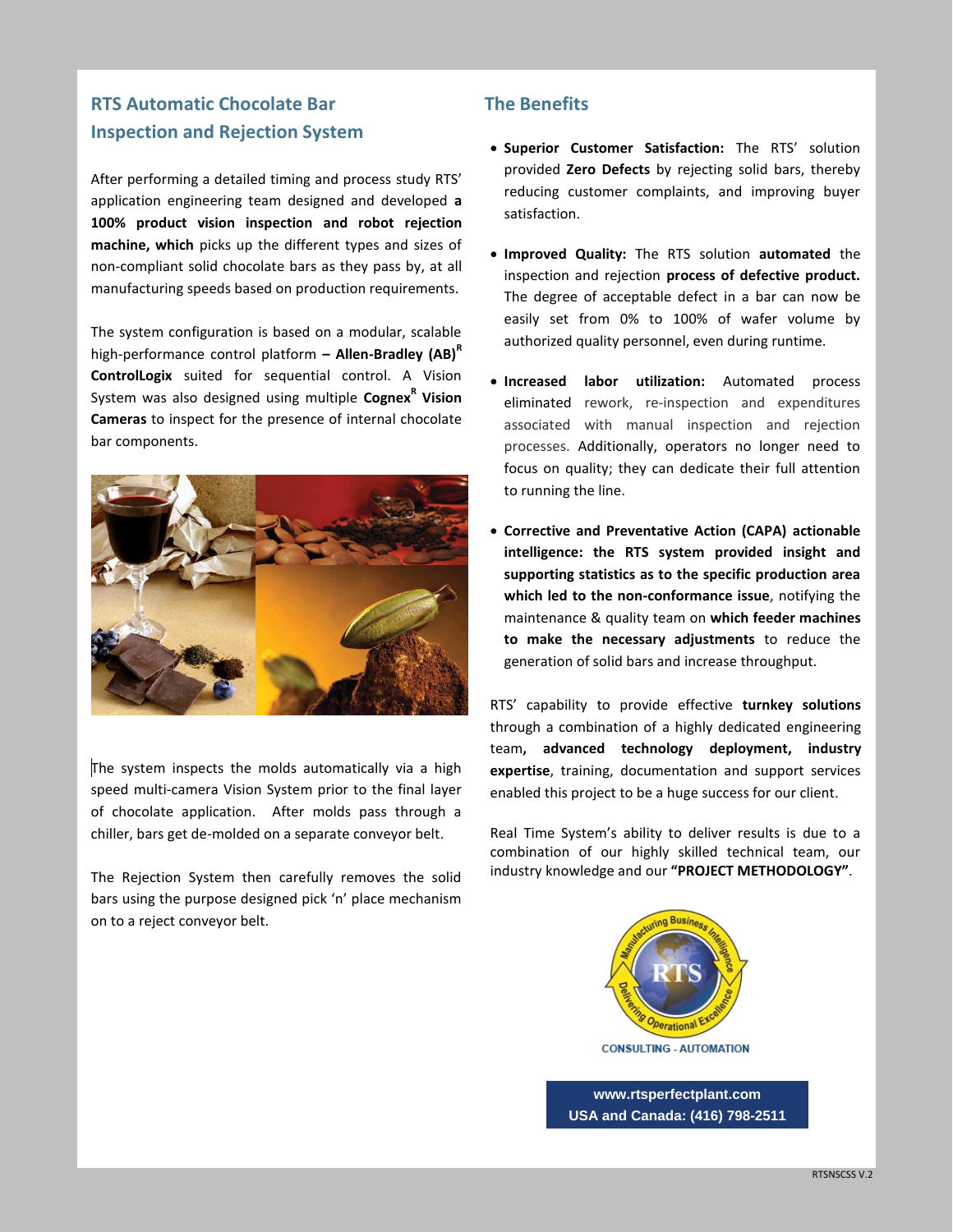## RTS Automatic Chocolate Bar Inspection and Rejection System

After performing a detailed timing and process study RTS' application engineering team designed and developed **a 100% product vision inspection and robot rejection machine, which** picks up the different types and sizes of non-compliant solid chocolate bars as they pass by, at all manufacturing speeds based on production requirements.

The system configuration is based on a modular, scalable high-performance control platform **– Allen-Bradley (AB)[R] ControlLogix** suited for sequential control. A Vision System was also designed using multiple **Cognex[R] Vision Cameras** to inspect for the presence of internal chocolate bar components.

The system inspects the molds automatically via a high speed multi-camera Vision System prior to the final layer of chocolate application. After molds pass through a chiller, bars get de-molded on a separate conveyor belt.

The Rejection System then carefully removes the solid bars using the purpose designed pick 'n' place mechanism on to a reject conveyor belt.

## The Benefits

- **Superior Customer Satisfaction:** The RTS' solution provided **Zero Defects** by rejecting solid bars, thereby reducing customer complaints, and improving buyer satisfaction.
- **Improved Quality:** The RTS solution **automated** the inspection and rejection **process of defective product.** The degree of acceptable defect in a bar can now be easily set from 0% to 100% of wafer volume by authorized quality personnel, even during runtime.
- **Increased labor utilization:** Automated process eliminated rework, re-inspection and expenditures associated with manual inspection and rejection processes. Additionally, operators no longer need to focus on quality; they can dedicate their full attention to running the line.
- **Corrective and Preventative Action (CAPA) actionable intelligence: the RTS system provided insight and supporting statistics as to the specific production area which led to the non-conformance issue**, notifying the maintenance & quality team on **which feeder machines to make the necessary adjustments** to reduce the generation of solid bars and increase throughput.

RTS' capability to provide effective **turnkey solutions** through a combination of a highly dedicated engineering team**, advanced technology deployment, industry expertise**, training, documentation and support services enabled this project to be a huge success for our client.

Real Time System's ability to deliver results is due to a combination of our highly skilled technical team, our industry knowledge and our **"PROJECT METHODOLOGY"**.

Manufacturing Business Intelligence
RTS
Delivering Operational Excellence
CONSULTING - AUTOMATION

**www.rtsperfectplant.com**
**USA and Canada: (416) 798-2511**